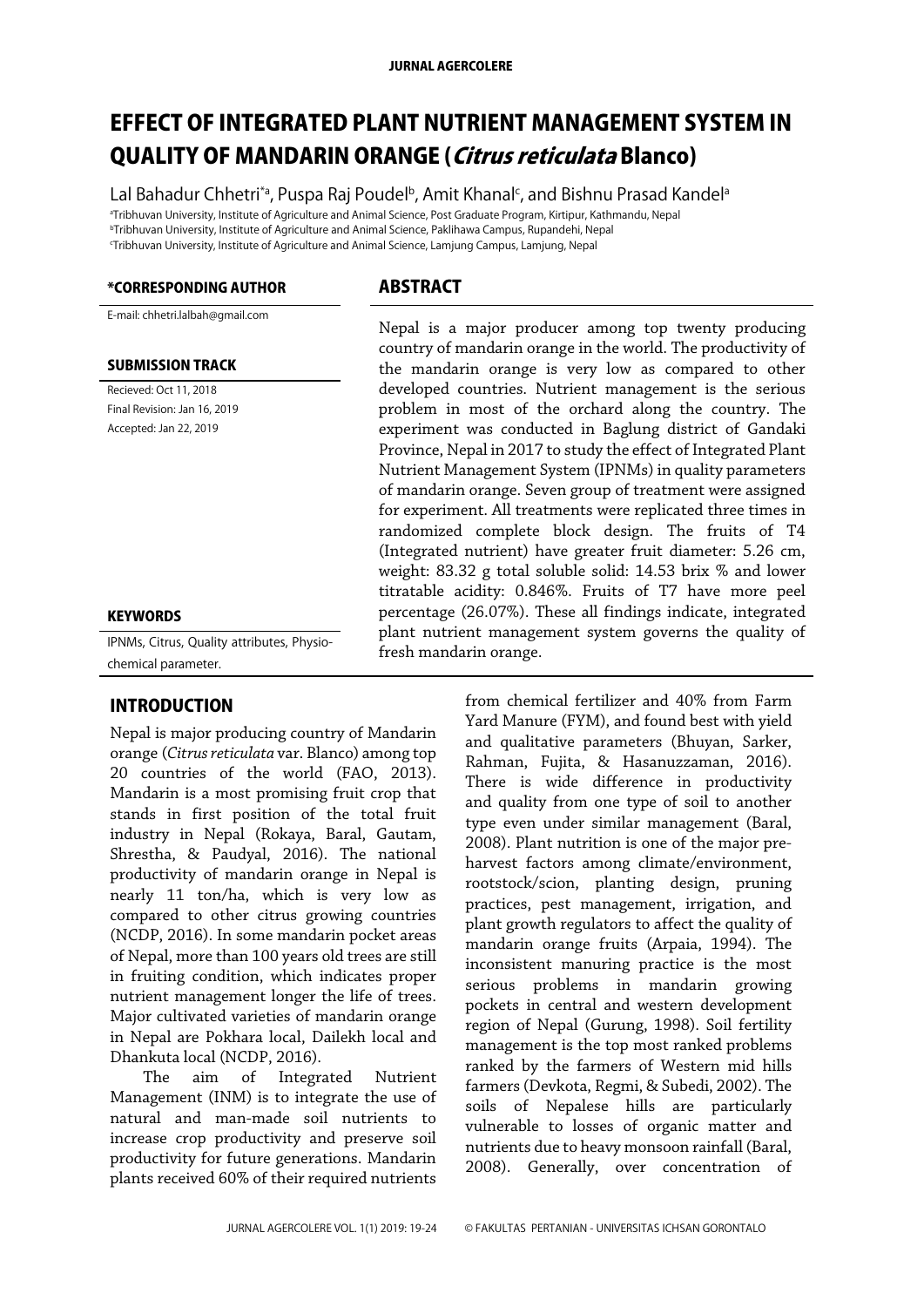# EFFECT OF INTEGRATED PLANT NUTRIENT MANAGEMENT SYSTEM IN QUALITY OF MANDARIN ORANGE (*Citrus reticulata* Blanco)

Lal Bahadur Chhetri[*a], Puspa Raj Poudel[b], Amit Khanal[c], and Bishnu Prasad Kandel[a]

[a]Tribhuvan University, Institute of Agriculture and Animal Science, Post Graduate Program, Kirtipur, Kathmandu, Nepal
[b]Tribhuvan University, Institute of Agriculture and Animal Science, Paklihawa Campus, Rupandehi, Nepal
[c]Tribhuvan University, Institute of Agriculture and Animal Science, Lamjung Campus, Lamjung, Nepal

**\*CORRESPONDING AUTHOR**

E-mail: chhetri.lalbah@gmail.com

**SUBMISSION TRACK**

Recieved: Oct 11, 2018
Final Revision: Jan 16, 2019
Accepted: Jan 22, 2019

**KEYWORDS**

IPNMs, Citrus, Quality attributes, Physio-chemical parameter.

## ABSTRACT

Nepal is a major producer among top twenty producing country of mandarin orange in the world. The productivity of the mandarin orange is very low as compared to other developed countries. Nutrient management is the serious problem in most of the orchard along the country. The experiment was conducted in Baglung district of Gandaki Province, Nepal in 2017 to study the effect of Integrated Plant Nutrient Management System (IPNMs) in quality parameters of mandarin orange. Seven group of treatment were assigned for experiment. All treatments were replicated three times in randomized complete block design. The fruits of T4 (Integrated nutrient) have greater fruit diameter: 5.26 cm, weight: 83.32 g total soluble solid: 14.53 brix % and lower titratable acidity: 0.846%. Fruits of T7 have more peel percentage (26.07%). These all findings indicate, integrated plant nutrient management system governs the quality of fresh mandarin orange.

## INTRODUCTION

Nepal is major producing country of Mandarin orange (*Citrus reticulata* var. Blanco) among top 20 countries of the world (FAO, 2013). Mandarin is a most promising fruit crop that stands in first position of the total fruit industry in Nepal (Rokaya, Baral, Gautam, Shrestha, & Paudyal, 2016). The national productivity of mandarin orange in Nepal is nearly 11 ton/ha, which is very low as compared to other citrus growing countries (NCDP, 2016). In some mandarin pocket areas of Nepal, more than 100 years old trees are still in fruiting condition, which indicates proper nutrient management longer the life of trees. Major cultivated varieties of mandarin orange in Nepal are Pokhara local, Dailekh local and Dhankuta local (NCDP, 2016).

The aim of Integrated Nutrient Management (INM) is to integrate the use of natural and man-made soil nutrients to increase crop productivity and preserve soil productivity for future generations. Mandarin plants received 60% of their required nutrients from chemical fertilizer and 40% from Farm Yard Manure (FYM), and found best with yield and qualitative parameters (Bhuyan, Sarker, Rahman, Fujita, & Hasanuzzaman, 2016). There is wide difference in productivity and quality from one type of soil to another type even under similar management (Baral, 2008). Plant nutrition is one of the major pre-harvest factors among climate/environment, rootstock/scion, planting design, pruning practices, pest management, irrigation, and plant growth regulators to affect the quality of mandarin orange fruits (Arpaia, 1994). The inconsistent manuring practice is the most serious problems in mandarin growing pockets in central and western development region of Nepal (Gurung, 1998). Soil fertility management is the top most ranked problems ranked by the farmers of Western mid hills farmers (Devkota, Regmi, & Subedi, 2002). The soils of Nepalese hills are particularly vulnerable to losses of organic matter and nutrients due to heavy monsoon rainfall (Baral, 2008). Generally, over concentration of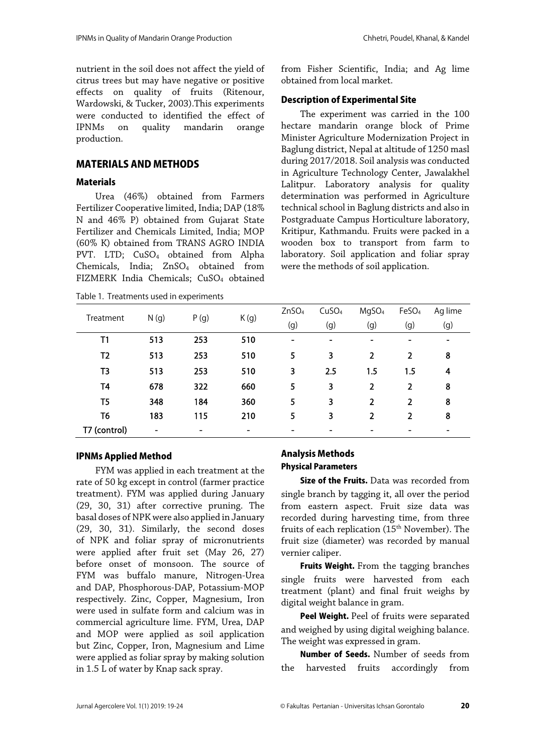nutrient in the soil does not affect the yield of citrus trees but may have negative or positive effects on quality of fruits (Ritenour, Wardowski, & Tucker, 2003).This experiments were conducted to identified the effect of IPNMs on quality mandarin orange production.

## MATERIALS AND METHODS

### Materials

Urea (46%) obtained from Farmers Fertilizer Cooperative limited, India; DAP (18% N and 46% P) obtained from Gujarat State Fertilizer and Chemicals Limited, India; MOP (60% K) obtained from TRANS AGRO INDIA PVT. LTD; $CuSO_4$ obtained from Alpha Chemicals, India; $ZnSO_4$ obtained from FIZMERK India Chemicals; $CuSO_4$ obtained from Fisher Scientific, India; and Ag lime obtained from local market.

### Description of Experimental Site

The experiment was carried in the 100 hectare mandarin orange block of Prime Minister Agriculture Modernization Project in Baglung district, Nepal at altitude of 1250 masl during 2017/2018. Soil analysis was conducted in Agriculture Technology Center, Jawalakhel Lalitpur. Laboratory analysis for quality determination was performed in Agriculture technical school in Baglung districts and also in Postgraduate Campus Horticulture laboratory, Kritipur, Kathmandu. Fruits were packed in a wooden box to transport from farm to laboratory. Soil application and foliar spray were the methods of soil application.

Table 1. Treatments used in experiments

| Treatment | N (g) | P (g) | K (g) | $ZnSO_4$ (g) | $CuSO_4$ (g) | $MgSO_4$ (g) | $FeSO_4$ (g) | Ag lime (g) |
|---|---|---|---|---|---|---|---|---|
| T1 | 513 | 253 | 510 | - | - | - | - | - |
| T2 | 513 | 253 | 510 | 5 | 3 | 2 | 2 | 8 |
| T3 | 513 | 253 | 510 | 3 | 2.5 | 1.5 | 1.5 | 4 |
| T4 | 678 | 322 | 660 | 5 | 3 | 2 | 2 | 8 |
| T5 | 348 | 184 | 360 | 5 | 3 | 2 | 2 | 8 |
| T6 | 183 | 115 | 210 | 5 | 3 | 2 | 2 | 8 |
| T7 (control) | - | - | - | - | - | - | - | - |

### IPNMs Applied Method

FYM was applied in each treatment at the rate of 50 kg except in control (farmer practice treatment). FYM was applied during January (29, 30, 31) after corrective pruning. The basal doses of NPK were also applied in January (29, 30, 31). Similarly, the second doses of NPK and foliar spray of micronutrients were applied after fruit set (May 26, 27) before onset of monsoon. The source of FYM was buffalo manure, Nitrogen-Urea and DAP, Phosphorous-DAP, Potassium-MOP respectively. Zinc, Copper, Magnesium, Iron were used in sulfate form and calcium was in commercial agriculture lime. FYM, Urea, DAP and MOP were applied as soil application but Zinc, Copper, Iron, Magnesium and Lime were applied as foliar spray by making solution in 1.5 L of water by Knap sack spray.

### Analysis Methods

#### Physical Parameters

**Size of the Fruits.** Data was recorded from single branch by tagging it, all over the period from eastern aspect. Fruit size data was recorded during harvesting time, from three fruits of each replication (15th November). The fruit size (diameter) was recorded by manual vernier caliper.

**Fruits Weight.** From the tagging branches single fruits were harvested from each treatment (plant) and final fruit weighs by digital weight balance in gram.

**Peel Weight.** Peel of fruits were separated and weighed by using digital weighing balance. The weight was expressed in gram.

**Number of Seeds.** Number of seeds from the harvested fruits accordingly from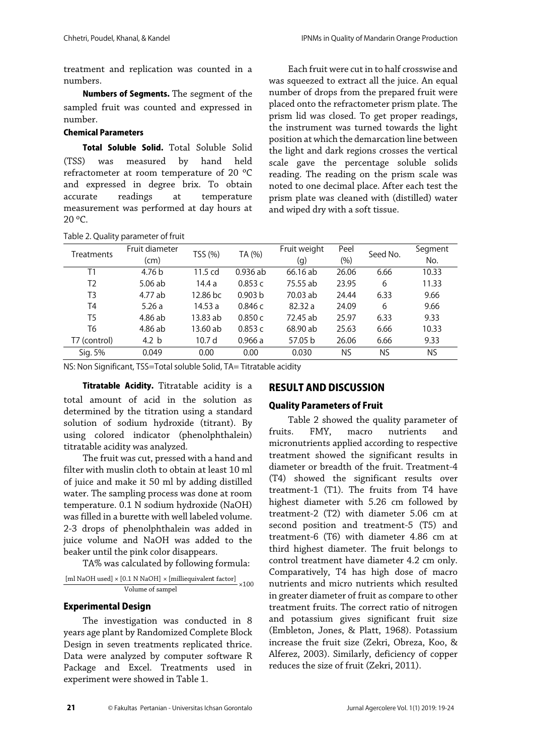treatment and replication was counted in a numbers.

**Numbers of Segments.** The segment of the sampled fruit was counted and expressed in number.

### Chemical Parameters

**Total Soluble Solid.** Total Soluble Solid (TSS) was measured by hand held refractometer at room temperature of 20 ºC and expressed in degree brix. To obtain accurate readings at temperature measurement was performed at day hours at 20 ºC.

Each fruit were cut in to half crosswise and was squeezed to extract all the juice. An equal number of drops from the prepared fruit were placed onto the refractometer prism plate. The prism lid was closed. To get proper readings, the instrument was turned towards the light position at which the demarcation line between the light and dark regions crosses the vertical scale gave the percentage soluble solids reading. The reading on the prism scale was noted to one decimal place. After each test the prism plate was cleaned with (distilled) water and wiped dry with a soft tissue.

Table 2. Quality parameter of fruit

| Treatments | Fruit diameter (cm) | TSS (%) | TA (%) | Fruit weight (g) | Peel (%) | Seed No. | Segment No. |
|---|---|---|---|---|---|---|---|
| T1 | 4.76 b | 11.5 cd | 0.936 ab | 66.16 ab | 26.06 | 6.66 | 10.33 |
| T2 | 5.06 ab | 14.4 a | 0.853 c | 75.55 ab | 23.95 | 6 | 11.33 |
| T3 | 4.77 ab | 12.86 bc | 0.903 b | 70.03 ab | 24.44 | 6.33 | 9.66 |
| T4 | 5.26 a | 14.53 a | 0.846 c | 82.32 a | 24.09 | 6 | 9.66 |
| T5 | 4.86 ab | 13.83 ab | 0.850 c | 72.45 ab | 25.97 | 6.33 | 9.33 |
| T6 | 4.86 ab | 13.60 ab | 0.853 c | 68.90 ab | 25.63 | 6.66 | 10.33 |
| T7 (control) | 4.2 b | 10.7 d | 0.966 a | 57.05 b | 26.06 | 6.66 | 9.33 |
| Sig. 5% | 0.049 | 0.00 | 0.00 | 0.030 | NS | NS | NS |

NS: Non Significant, TSS=Total soluble Solid, TA= Titratable acidity

**Titratable Acidity.** Titratable acidity is a total amount of acid in the solution as determined by the titration using a standard solution of sodium hydroxide (titrant). By using colored indicator (phenolphthalein) titratable acidity was analyzed.

The fruit was cut, pressed with a hand and filter with muslin cloth to obtain at least 10 ml of juice and make it 50 ml by adding distilled water. The sampling process was done at room temperature. 0.1 N sodium hydroxide (NaOH) was filled in a burette with well labeled volume. 2-3 drops of phenolphthalein was added in juice volume and NaOH was added to the beaker until the pink color disappears.

TA% was calculated by following formula:

$$\frac{[\text{ml NaOH used}] \times [0.1 \text{ N NaOH}] \times [\text{milliequivalent factor}]}{\text{Volume of sampel}} \times 100$$

### Experimental Design

The investigation was conducted in 8 years age plant by Randomized Complete Block Design in seven treatments replicated thrice. Data were analyzed by computer software R Package and Excel. Treatments used in experiment were showed in Table 1.

## RESULT AND DISCUSSION

### Quality Parameters of Fruit

Table 2 showed the quality parameter of fruits. FMY, macro nutrients and micronutrients applied according to respective treatment showed the significant results in diameter or breadth of the fruit. Treatment-4 (T4) showed the significant results over treatment-1 (T1). The fruits from T4 have highest diameter with 5.26 cm followed by treatment-2 (T2) with diameter 5.06 cm at second position and treatment-5 (T5) and treatment-6 (T6) with diameter 4.86 cm at third highest diameter. The fruit belongs to control treatment have diameter 4.2 cm only. Comparatively, T4 has high dose of macro nutrients and micro nutrients which resulted in greater diameter of fruit as compare to other treatment fruits. The correct ratio of nitrogen and potassium gives significant fruit size (Embleton, Jones, & Platt, 1968). Potassium increase the fruit size (Zekri, Obreza, Koo, & Alferez, 2003). Similarly, deficiency of copper reduces the size of fruit (Zekri, 2011).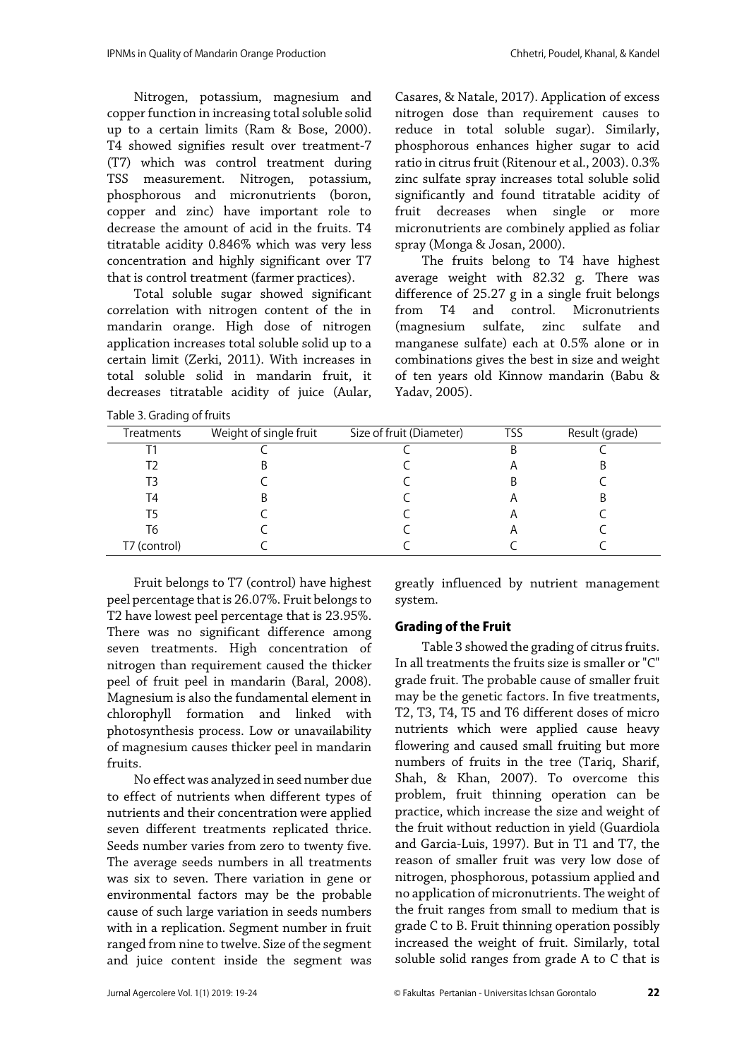Nitrogen, potassium, magnesium and copper function in increasing total soluble solid up to a certain limits (Ram & Bose, 2000). T4 showed signifies result over treatment-7 (T7) which was control treatment during TSS measurement. Nitrogen, potassium, phosphorous and micronutrients (boron, copper and zinc) have important role to decrease the amount of acid in the fruits. T4 titratable acidity 0.846% which was very less concentration and highly significant over T7 that is control treatment (farmer practices).

Total soluble sugar showed significant correlation with nitrogen content of the in mandarin orange. High dose of nitrogen application increases total soluble solid up to a certain limit (Zerki, 2011). With increases in total soluble solid in mandarin fruit, it decreases titratable acidity of juice (Aular, Casares, & Natale, 2017). Application of excess nitrogen dose than requirement causes to reduce in total soluble sugar). Similarly, phosphorous enhances higher sugar to acid ratio in citrus fruit (Ritenour et al., 2003). 0.3% zinc sulfate spray increases total soluble solid significantly and found titratable acidity of fruit decreases when single or more micronutrients are combinely applied as foliar spray (Monga & Josan, 2000).

The fruits belong to T4 have highest average weight with 82.32 g. There was difference of 25.27 g in a single fruit belongs from T4 and control. Micronutrients (magnesium sulfate, zinc sulfate and manganese sulfate) each at 0.5% alone or in combinations gives the best in size and weight of ten years old Kinnow mandarin (Babu & Yadav, 2005).

Table 3. Grading of fruits

| Treatments | Weight of single fruit | Size of fruit (Diameter) | TSS | Result (grade) |
|---|---|---|---|---|
| T1 | C | C | B | C |
| T2 | B | C | A | B |
| T3 | C | C | B | C |
| T4 | B | C | A | B |
| T5 | C | C | A | C |
| T6 | C | C | A | C |
| T7 (control) | C | C | C | C |

Fruit belongs to T7 (control) have highest peel percentage that is 26.07%. Fruit belongs to T2 have lowest peel percentage that is 23.95%. There was no significant difference among seven treatments. High concentration of nitrogen than requirement caused the thicker peel of fruit peel in mandarin (Baral, 2008). Magnesium is also the fundamental element in chlorophyll formation and linked with photosynthesis process. Low or unavailability of magnesium causes thicker peel in mandarin fruits.

No effect was analyzed in seed number due to effect of nutrients when different types of nutrients and their concentration were applied seven different treatments replicated thrice. Seeds number varies from zero to twenty five. The average seeds numbers in all treatments was six to seven. There variation in gene or environmental factors may be the probable cause of such large variation in seeds numbers with in a replication. Segment number in fruit ranged from nine to twelve. Size of the segment and juice content inside the segment was greatly influenced by nutrient management system.

## Grading of the Fruit

Table 3 showed the grading of citrus fruits. In all treatments the fruits size is smaller or "C" grade fruit. The probable cause of smaller fruit may be the genetic factors. In five treatments, T2, T3, T4, T5 and T6 different doses of micro nutrients which were applied cause heavy flowering and caused small fruiting but more numbers of fruits in the tree (Tariq, Sharif, Shah, & Khan, 2007). To overcome this problem, fruit thinning operation can be practice, which increase the size and weight of the fruit without reduction in yield (Guardiola and Garcia-Luis, 1997). But in T1 and T7, the reason of smaller fruit was very low dose of nitrogen, phosphorous, potassium applied and no application of micronutrients. The weight of the fruit ranges from small to medium that is grade C to B. Fruit thinning operation possibly increased the weight of fruit. Similarly, total soluble solid ranges from grade A to C that is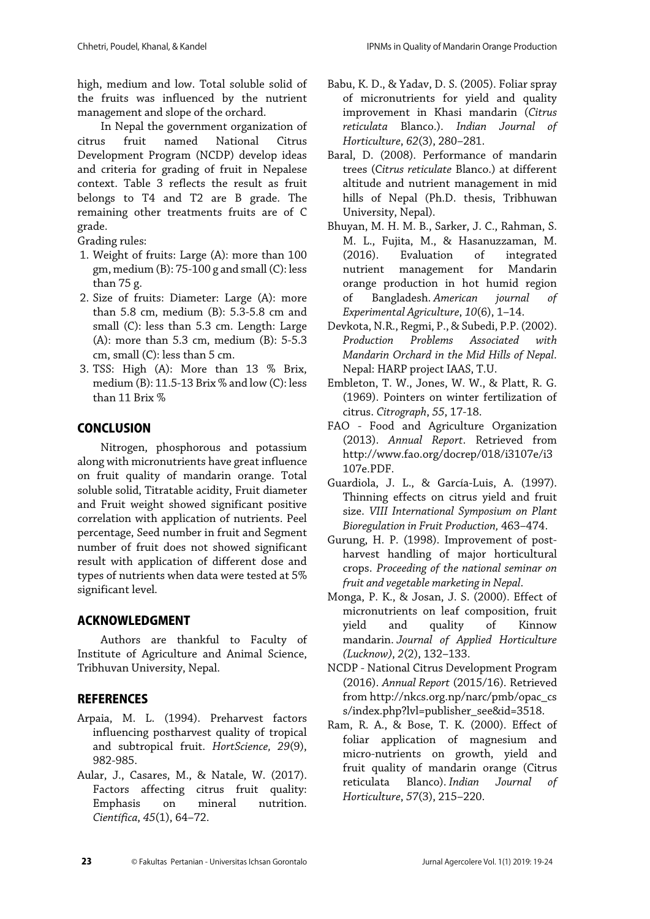high, medium and low. Total soluble solid of the fruits was influenced by the nutrient management and slope of the orchard.

In Nepal the government organization of citrus fruit named National Citrus Development Program (NCDP) develop ideas and criteria for grading of fruit in Nepalese context. Table 3 reflects the result as fruit belongs to T4 and T2 are B grade. The remaining other treatments fruits are of C grade.

Grading rules:

1. Weight of fruits: Large (A): more than 100 gm, medium (B): 75-100 g and small (C): less than 75 g.
2. Size of fruits: Diameter: Large (A): more than 5.8 cm, medium (B): 5.3-5.8 cm and small (C): less than 5.3 cm. Length: Large (A): more than 5.3 cm, medium (B): 5-5.3 cm, small (C): less than 5 cm.
3. TSS: High (A): More than 13 % Brix, medium (B): 11.5-13 Brix % and low (C): less than 11 Brix %

## CONCLUSION

Nitrogen, phosphorous and potassium along with micronutrients have great influence on fruit quality of mandarin orange. Total soluble solid, Titratable acidity, Fruit diameter and Fruit weight showed significant positive correlation with application of nutrients. Peel percentage, Seed number in fruit and Segment number of fruit does not showed significant result with application of different dose and types of nutrients when data were tested at 5% significant level.

## ACKNOWLEDGMENT

Authors are thankful to Faculty of Institute of Agriculture and Animal Science, Tribhuvan University, Nepal.

## REFERENCES

Arpaia, M. L. (1994). Preharvest factors influencing postharvest quality of tropical and subtropical fruit. *HortScience, 29*(9), 982-985.

Aular, J., Casares, M., & Natale, W. (2017). Factors affecting citrus fruit quality: Emphasis on mineral nutrition. *Científica*, *45*(1), 64–72.

Babu, K. D., & Yadav, D. S. (2005). Foliar spray of micronutrients for yield and quality improvement in Khasi mandarin (*Citrus reticulata* Blanco.). *Indian Journal of Horticulture*, *62*(3), 280–281.

Baral, D. (2008). Performance of mandarin trees (*Citrus reticulate* Blanco.) at different altitude and nutrient management in mid hills of Nepal (Ph.D. thesis, Tribhuwan University, Nepal).

Bhuyan, M. H. M. B., Sarker, J. C., Rahman, S. M. L., Fujita, M., & Hasanuzzaman, M. (2016). Evaluation of integrated nutrient management for Mandarin orange production in hot humid region of Bangladesh. *American journal of Experimental Agriculture*, *10*(6), 1–14.

Devkota, N.R., Regmi, P., & Subedi, P.P. (2002). *Production Problems Associated with Mandarin Orchard in the Mid Hills of Nepal*. Nepal: HARP project IAAS, T.U.

Embleton, T. W., Jones, W. W., & Platt, R. G. (1969). Pointers on winter fertilization of citrus. *Citrograph*, *55*, 17-18.

FAO - Food and Agriculture Organization (2013). *Annual Report*. Retrieved from http://www.fao.org/docrep/018/i3107e/i3107e.PDF.

Guardiola, J. L., & García-Luis, A. (1997). Thinning effects on citrus yield and fruit size. *VIII International Symposium on Plant Bioregulation in Fruit Production,* 463–474.

Gurung, H. P. (1998). Improvement of post-harvest handling of major horticultural crops. *Proceeding of the national seminar on fruit and vegetable marketing in Nepal*.

Monga, P. K., & Josan, J. S. (2000). Effect of micronutrients on leaf composition, fruit yield and quality of Kinnow mandarin. *Journal of Applied Horticulture (Lucknow)*, *2*(2), 132–133.

NCDP - National Citrus Development Program (2016). *Annual Report* (2015/16). Retrieved from http://nkcs.org.np/narc/pmb/opac_css/index.php?lvl=publisher_see&id=3518.

Ram, R. A., & Bose, T. K. (2000). Effect of foliar application of magnesium and micro-nutrients on growth, yield and fruit quality of mandarin orange (Citrus reticulata Blanco). *Indian Journal of Horticulture*, *57*(3), 215–220.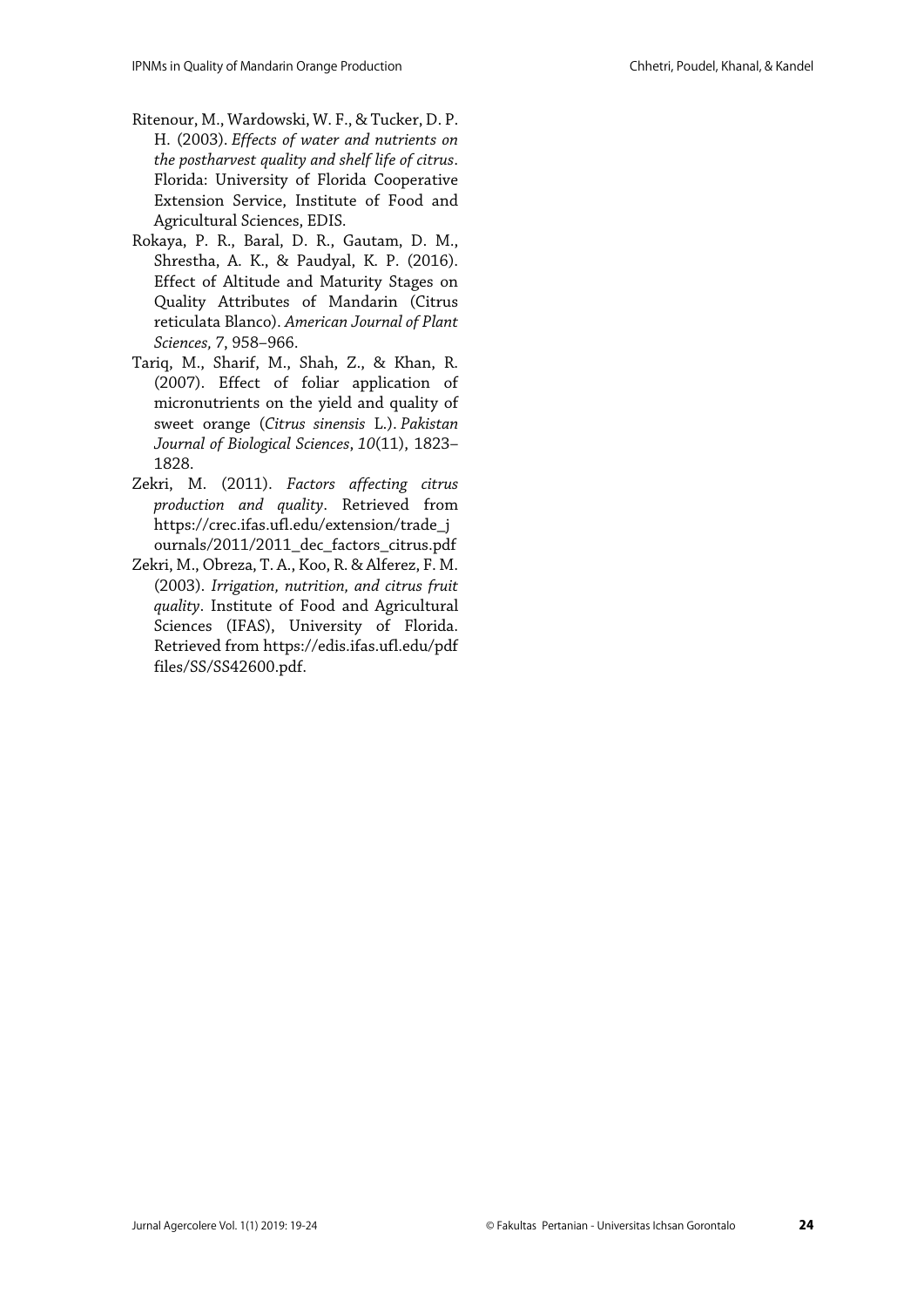Ritenour, M., Wardowski, W. F., & Tucker, D. P. H. (2003). *Effects of water and nutrients on the postharvest quality and shelf life of citrus*. Florida: University of Florida Cooperative Extension Service, Institute of Food and Agricultural Sciences, EDIS.

Rokaya, P. R., Baral, D. R., Gautam, D. M., Shrestha, A. K., & Paudyal, K. P. (2016). Effect of Altitude and Maturity Stages on Quality Attributes of Mandarin (Citrus reticulata Blanco). *American Journal of Plant Sciences,* 7, 958–966.

Tariq, M., Sharif, M., Shah, Z., & Khan, R. (2007). Effect of foliar application of micronutrients on the yield and quality of sweet orange (*Citrus sinensis* L.). *Pakistan Journal of Biological Sciences*, *10*(11), 1823–1828.

Zekri, M. (2011). *Factors affecting citrus production and quality*. Retrieved from https://crec.ifas.ufl.edu/extension/trade_journals/2011/2011_dec_factors_citrus.pdf

Zekri, M., Obreza, T. A., Koo, R. & Alferez, F. M. (2003). *Irrigation, nutrition, and citrus fruit quality*. Institute of Food and Agricultural Sciences (IFAS), University of Florida. Retrieved from https://edis.ifas.ufl.edu/pdffiles/SS/SS42600.pdf.